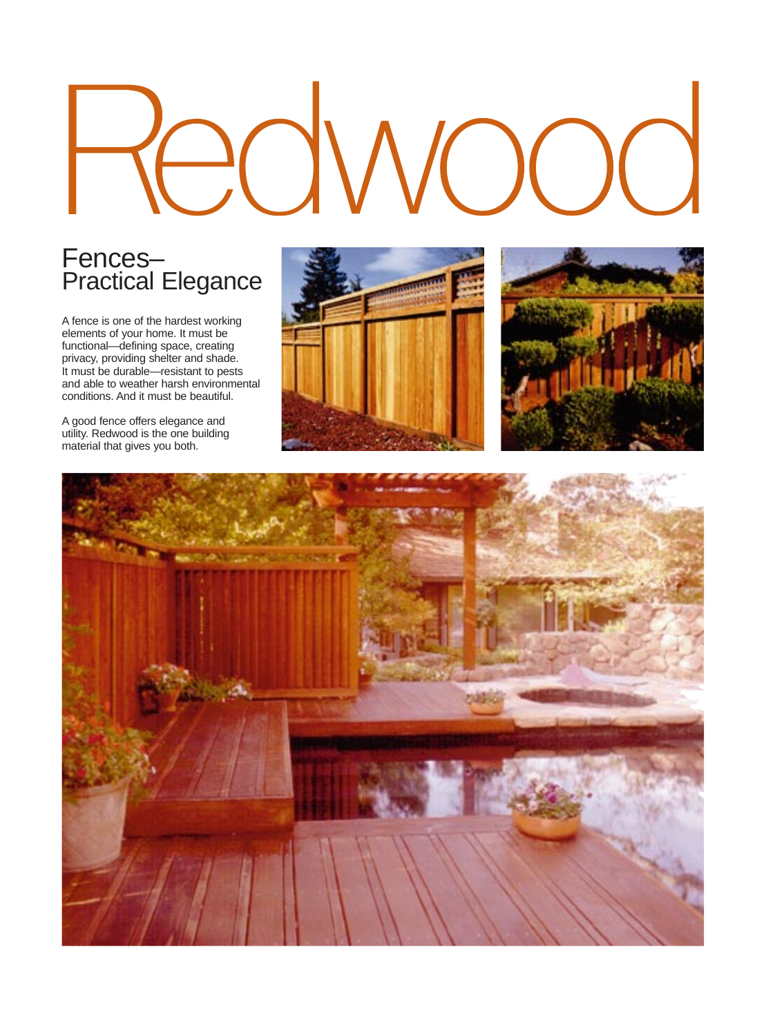# Redwood

## Fences–Practical Elegance

A fence is one of the hardest working elements of your home. It must be functional—defining space, creating privacy, providing shelter and shade. It must be durable—resistant to pests and able to weather harsh environmental conditions. And it must be beautiful.

A good fence offers elegance and utility. Redwood is the one building material that gives you both.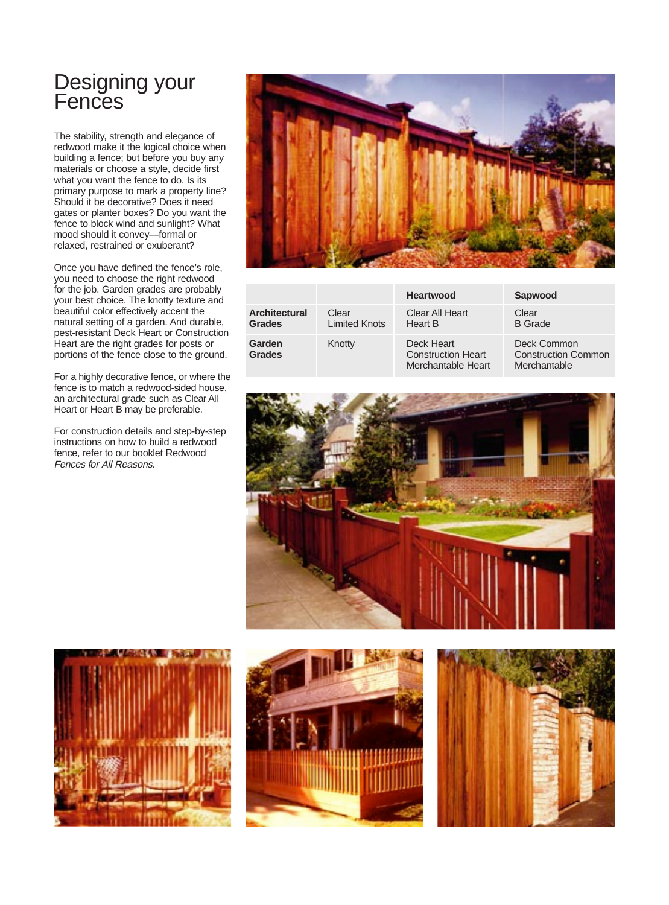# Designing your Fences

The stability, strength and elegance of redwood make it the logical choice when building a fence; but before you buy any materials or choose a style, decide first what you want the fence to do. Is its primary purpose to mark a property line? Should it be decorative? Does it need gates or planter boxes? Do you want the fence to block wind and sunlight? What mood should it convey—formal or relaxed, restrained or exuberant?

Once you have defined the fence's role, you need to choose the right redwood for the job. Garden grades are probably your best choice. The knotty texture and beautiful color effectively accent the natural setting of a garden. And durable, pest-resistant Deck Heart or Construction Heart are the right grades for posts or portions of the fence close to the ground.

For a highly decorative fence, or where the fence is to match a redwood-sided house, an architectural grade such as Clear All Heart or Heart B may be preferable.

For construction details and step-by-step instructions on how to build a redwood fence, refer to our booklet Redwood *Fences for All Reasons.*

| | | Heartwood | Sapwood |
|---|---|---|---|
| **Architectural Grades** | Clear<br>Limited Knots | Clear All Heart<br>Heart B | Clear<br>B Grade |
| **Garden Grades** | Knotty | Deck Heart<br>Construction Heart<br>Merchantable Heart | Deck Common<br>Construction Common<br>Merchantable |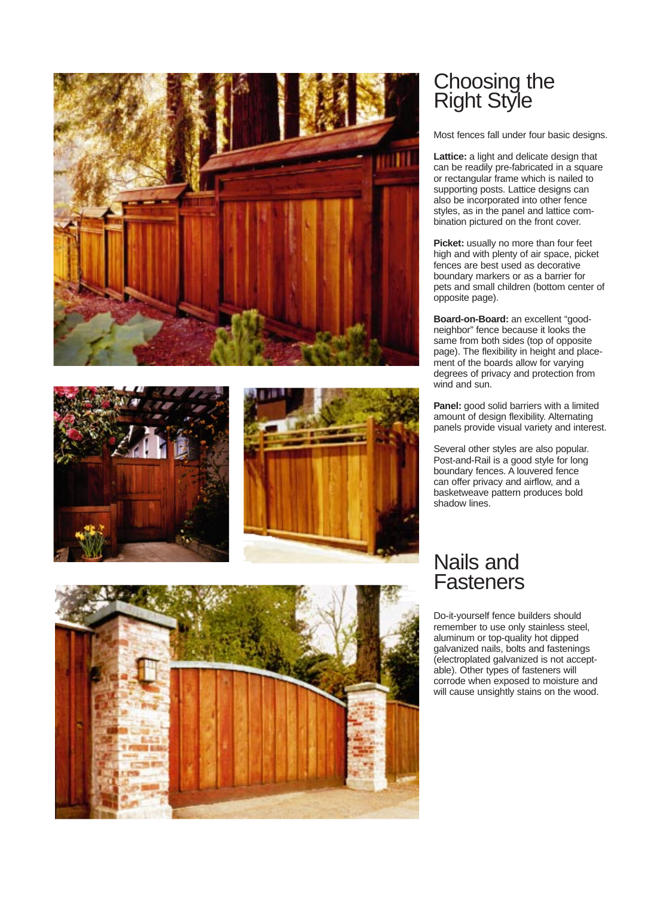## Choosing the Right Style

Most fences fall under four basic designs.

**Lattice:** a light and delicate design that can be readily pre-fabricated in a square or rectangular frame which is nailed to supporting posts. Lattice designs can also be incorporated into other fence styles, as in the panel and lattice combination pictured on the front cover.

**Picket:** usually no more than four feet high and with plenty of air space, picket fences are best used as decorative boundary markers or as a barrier for pets and small children (bottom center of opposite page).

**Board-on-Board:** an excellent "good-neighbor" fence because it looks the same from both sides (top of opposite page). The flexibility in height and placement of the boards allow for varying degrees of privacy and protection from wind and sun.

**Panel:** good solid barriers with a limited amount of design flexibility. Alternating panels provide visual variety and interest.

Several other styles are also popular. Post-and-Rail is a good style for long boundary fences. A louvered fence can offer privacy and airflow, and a basketweave pattern produces bold shadow lines.

## Nails and Fasteners

Do-it-yourself fence builders should remember to use only stainless steel, aluminum or top-quality hot dipped galvanized nails, bolts and fastenings (electroplated galvanized is not acceptable). Other types of fasteners will corrode when exposed to moisture and will cause unsightly stains on the wood.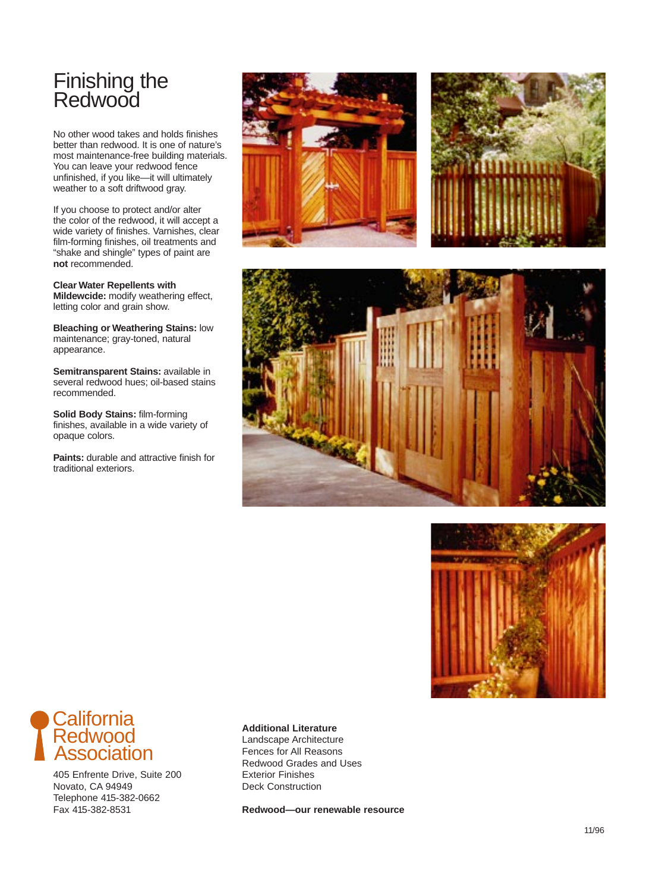# Finishing the Redwood

No other wood takes and holds finishes better than redwood. It is one of nature's most maintenance-free building materials. You can leave your redwood fence unfinished, if you like—it will ultimately weather to a soft driftwood gray.

If you choose to protect and/or alter the color of the redwood, it will accept a wide variety of finishes. Varnishes, clear film-forming finishes, oil treatments and "shake and shingle" types of paint are **not** recommended.

**Clear Water Repellents with Mildewcide:** modify weathering effect, letting color and grain show.

**Bleaching or Weathering Stains:** low maintenance; gray-toned, natural appearance.

**Semitransparent Stains:** available in several redwood hues; oil-based stains recommended.

**Solid Body Stains:** film-forming finishes, available in a wide variety of opaque colors.

**Paints:** durable and attractive finish for traditional exteriors.

California Redwood Association

405 Enfrente Drive, Suite 200
Novato, CA 94949
Telephone 415-382-0662
Fax 415-382-8531

**Additional Literature**
Landscape Architecture
Fences for All Reasons
Redwood Grades and Uses
Exterior Finishes
Deck Construction

**Redwood—our renewable resource**

11/96